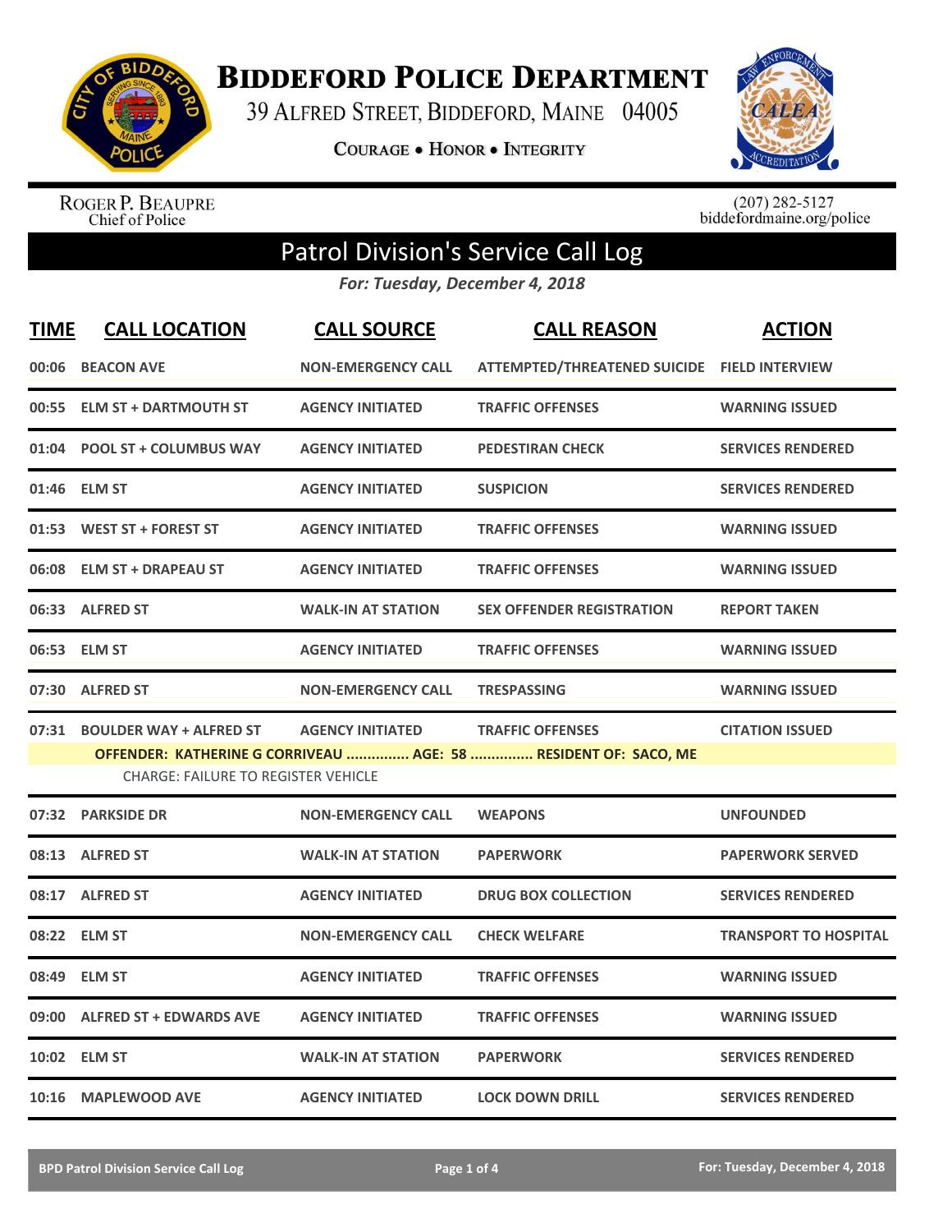# Biddeford Police Department

39 Alfred Street, Biddeford, Maine 04005

Courage • Honor • Integrity

Roger P. Beaupre
Chief of Police

(207) 282-5127
biddefordmaine.org/police

## Patrol Division's Service Call Log

*For: Tuesday, December 4, 2018*

| TIME | CALL LOCATION | CALL SOURCE | CALL REASON | ACTION |
|---|---|---|---|---|
| 00:06 | BEACON AVE | NON-EMERGENCY CALL | ATTEMPTED/THREATENED SUICIDE | FIELD INTERVIEW |
| 00:55 | ELM ST + DARTMOUTH ST | AGENCY INITIATED | TRAFFIC OFFENSES | WARNING ISSUED |
| 01:04 | POOL ST + COLUMBUS WAY | AGENCY INITIATED | PEDESTRIAN CHECK | SERVICES RENDERED |
| 01:46 | ELM ST | AGENCY INITIATED | SUSPICION | SERVICES RENDERED |
| 01:53 | WEST ST + FOREST ST | AGENCY INITIATED | TRAFFIC OFFENSES | WARNING ISSUED |
| 06:08 | ELM ST + DRAPEAU ST | AGENCY INITIATED | TRAFFIC OFFENSES | WARNING ISSUED |
| 06:33 | ALFRED ST | WALK-IN AT STATION | SEX OFFENDER REGISTRATION | REPORT TAKEN |
| 06:53 | ELM ST | AGENCY INITIATED | TRAFFIC OFFENSES | WARNING ISSUED |
| 07:30 | ALFRED ST | NON-EMERGENCY CALL | TRESPASSING | WARNING ISSUED |
| 07:31 | BOULDER WAY + ALFRED ST | AGENCY INITIATED | TRAFFIC OFFENSES | CITATION ISSUED |
| | OFFENDER: KATHERINE G CORRIVEAU ............... AGE: 58 ............... RESIDENT OF: SACO, ME | | | |
| | CHARGE: FAILURE TO REGISTER VEHICLE | | | |
| 07:32 | PARKSIDE DR | NON-EMERGENCY CALL | WEAPONS | UNFOUNDED |
| 08:13 | ALFRED ST | WALK-IN AT STATION | PAPERWORK | PAPERWORK SERVED |
| 08:17 | ALFRED ST | AGENCY INITIATED | DRUG BOX COLLECTION | SERVICES RENDERED |
| 08:22 | ELM ST | NON-EMERGENCY CALL | CHECK WELFARE | TRANSPORT TO HOSPITAL |
| 08:49 | ELM ST | AGENCY INITIATED | TRAFFIC OFFENSES | WARNING ISSUED |
| 09:00 | ALFRED ST + EDWARDS AVE | AGENCY INITIATED | TRAFFIC OFFENSES | WARNING ISSUED |
| 10:02 | ELM ST | WALK-IN AT STATION | PAPERWORK | SERVICES RENDERED |
| 10:16 | MAPLEWOOD AVE | AGENCY INITIATED | LOCK DOWN DRILL | SERVICES RENDERED |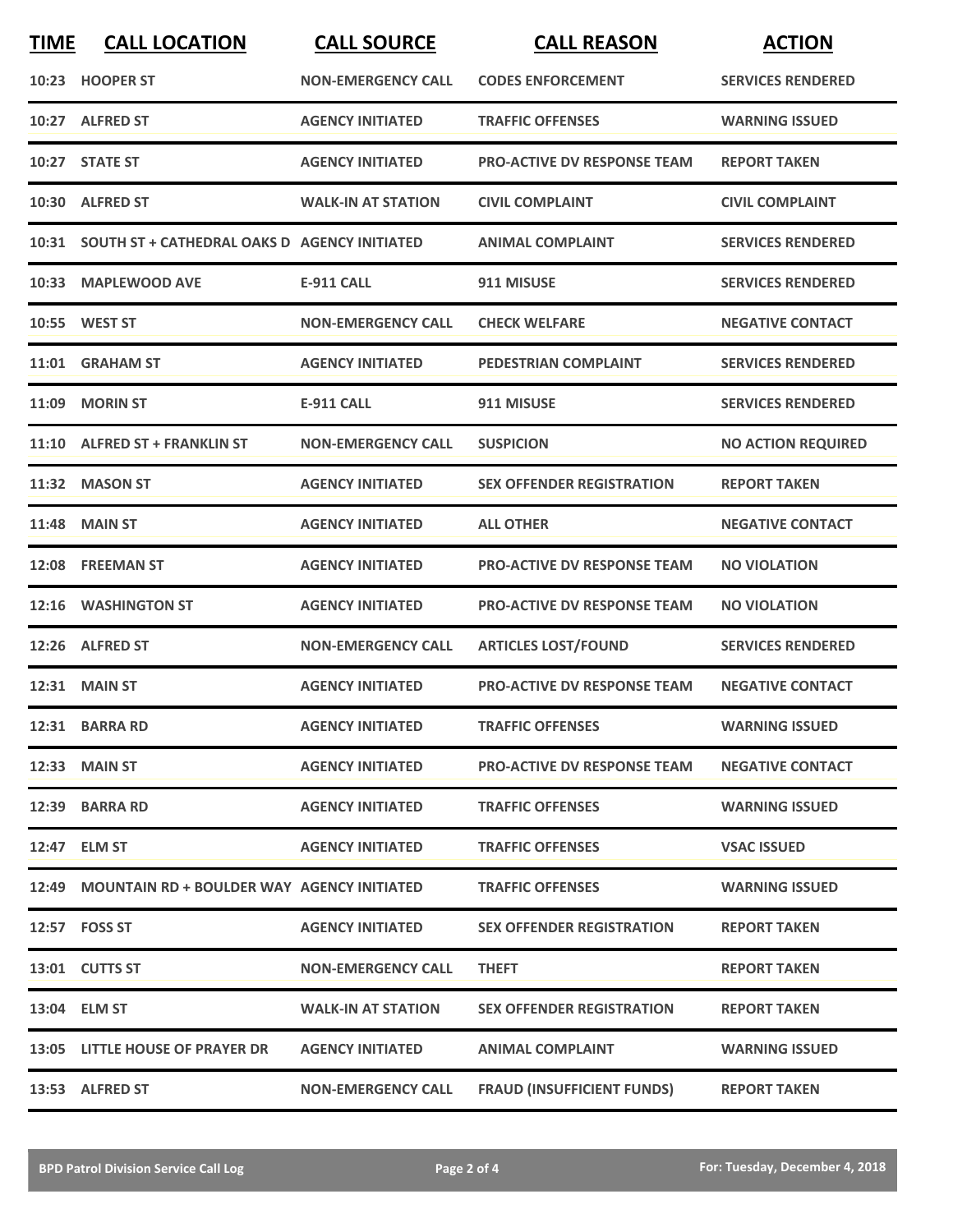| TIME | CALL LOCATION | CALL SOURCE | CALL REASON | ACTION |
|---|---|---|---|---|
| 10:23 | HOOPER ST | NON-EMERGENCY CALL | CODES ENFORCEMENT | SERVICES RENDERED |
| 10:27 | ALFRED ST | AGENCY INITIATED | TRAFFIC OFFENSES | WARNING ISSUED |
| 10:27 | STATE ST | AGENCY INITIATED | PRO-ACTIVE DV RESPONSE TEAM | REPORT TAKEN |
| 10:30 | ALFRED ST | WALK-IN AT STATION | CIVIL COMPLAINT | CIVIL COMPLAINT |
| 10:31 | SOUTH ST + CATHEDRAL OAKS D | AGENCY INITIATED | ANIMAL COMPLAINT | SERVICES RENDERED |
| 10:33 | MAPLEWOOD AVE | E-911 CALL | 911 MISUSE | SERVICES RENDERED |
| 10:55 | WEST ST | NON-EMERGENCY CALL | CHECK WELFARE | NEGATIVE CONTACT |
| 11:01 | GRAHAM ST | AGENCY INITIATED | PEDESTRIAN COMPLAINT | SERVICES RENDERED |
| 11:09 | MORIN ST | E-911 CALL | 911 MISUSE | SERVICES RENDERED |
| 11:10 | ALFRED ST + FRANKLIN ST | NON-EMERGENCY CALL | SUSPICION | NO ACTION REQUIRED |
| 11:32 | MASON ST | AGENCY INITIATED | SEX OFFENDER REGISTRATION | REPORT TAKEN |
| 11:48 | MAIN ST | AGENCY INITIATED | ALL OTHER | NEGATIVE CONTACT |
| 12:08 | FREEMAN ST | AGENCY INITIATED | PRO-ACTIVE DV RESPONSE TEAM | NO VIOLATION |
| 12:16 | WASHINGTON ST | AGENCY INITIATED | PRO-ACTIVE DV RESPONSE TEAM | NO VIOLATION |
| 12:26 | ALFRED ST | NON-EMERGENCY CALL | ARTICLES LOST/FOUND | SERVICES RENDERED |
| 12:31 | MAIN ST | AGENCY INITIATED | PRO-ACTIVE DV RESPONSE TEAM | NEGATIVE CONTACT |
| 12:31 | BARRA RD | AGENCY INITIATED | TRAFFIC OFFENSES | WARNING ISSUED |
| 12:33 | MAIN ST | AGENCY INITIATED | PRO-ACTIVE DV RESPONSE TEAM | NEGATIVE CONTACT |
| 12:39 | BARRA RD | AGENCY INITIATED | TRAFFIC OFFENSES | WARNING ISSUED |
| 12:47 | ELM ST | AGENCY INITIATED | TRAFFIC OFFENSES | VSAC ISSUED |
| 12:49 | MOUNTAIN RD + BOULDER WAY | AGENCY INITIATED | TRAFFIC OFFENSES | WARNING ISSUED |
| 12:57 | FOSS ST | AGENCY INITIATED | SEX OFFENDER REGISTRATION | REPORT TAKEN |
| 13:01 | CUTTS ST | NON-EMERGENCY CALL | THEFT | REPORT TAKEN |
| 13:04 | ELM ST | WALK-IN AT STATION | SEX OFFENDER REGISTRATION | REPORT TAKEN |
| 13:05 | LITTLE HOUSE OF PRAYER DR | AGENCY INITIATED | ANIMAL COMPLAINT | WARNING ISSUED |
| 13:53 | ALFRED ST | NON-EMERGENCY CALL | FRAUD (INSUFFICIENT FUNDS) | REPORT TAKEN |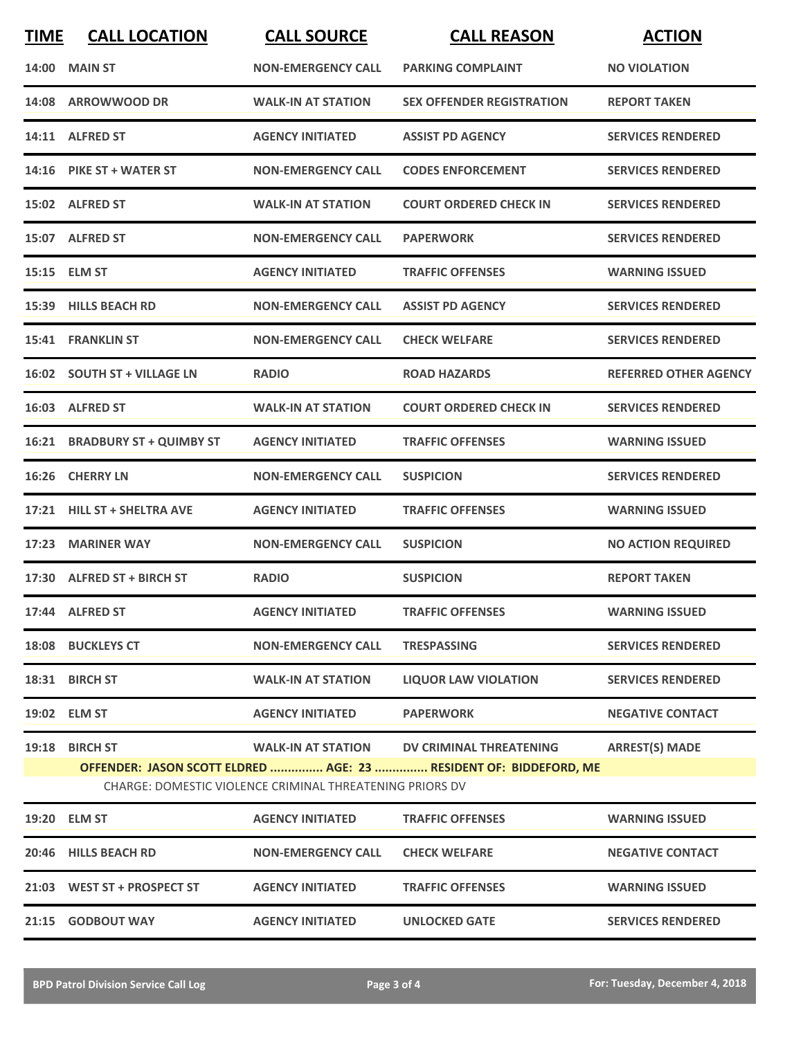| TIME | CALL LOCATION | CALL SOURCE | CALL REASON | ACTION |
|---|---|---|---|---|
| 14:00 | MAIN ST | NON-EMERGENCY CALL | PARKING COMPLAINT | NO VIOLATION |
| 14:08 | ARROWWOOD DR | WALK-IN AT STATION | SEX OFFENDER REGISTRATION | REPORT TAKEN |
| 14:11 | ALFRED ST | AGENCY INITIATED | ASSIST PD AGENCY | SERVICES RENDERED |
| 14:16 | PIKE ST + WATER ST | NON-EMERGENCY CALL | CODES ENFORCEMENT | SERVICES RENDERED |
| 15:02 | ALFRED ST | WALK-IN AT STATION | COURT ORDERED CHECK IN | SERVICES RENDERED |
| 15:07 | ALFRED ST | NON-EMERGENCY CALL | PAPERWORK | SERVICES RENDERED |
| 15:15 | ELM ST | AGENCY INITIATED | TRAFFIC OFFENSES | WARNING ISSUED |
| 15:39 | HILLS BEACH RD | NON-EMERGENCY CALL | ASSIST PD AGENCY | SERVICES RENDERED |
| 15:41 | FRANKLIN ST | NON-EMERGENCY CALL | CHECK WELFARE | SERVICES RENDERED |
| 16:02 | SOUTH ST + VILLAGE LN | RADIO | ROAD HAZARDS | REFERRED OTHER AGENCY |
| 16:03 | ALFRED ST | WALK-IN AT STATION | COURT ORDERED CHECK IN | SERVICES RENDERED |
| 16:21 | BRADBURY ST + QUIMBY ST | AGENCY INITIATED | TRAFFIC OFFENSES | WARNING ISSUED |
| 16:26 | CHERRY LN | NON-EMERGENCY CALL | SUSPICION | SERVICES RENDERED |
| 17:21 | HILL ST + SHELTRA AVE | AGENCY INITIATED | TRAFFIC OFFENSES | WARNING ISSUED |
| 17:23 | MARINER WAY | NON-EMERGENCY CALL | SUSPICION | NO ACTION REQUIRED |
| 17:30 | ALFRED ST + BIRCH ST | RADIO | SUSPICION | REPORT TAKEN |
| 17:44 | ALFRED ST | AGENCY INITIATED | TRAFFIC OFFENSES | WARNING ISSUED |
| 18:08 | BUCKLEYS CT | NON-EMERGENCY CALL | TRESPASSING | SERVICES RENDERED |
| 18:31 | BIRCH ST | WALK-IN AT STATION | LIQUOR LAW VIOLATION | SERVICES RENDERED |
| 19:02 | ELM ST | AGENCY INITIATED | PAPERWORK | NEGATIVE CONTACT |
| 19:18 | BIRCH ST | WALK-IN AT STATION | DV CRIMINAL THREATENING | ARREST(S) MADE |
| | OFFENDER: JASON SCOTT ELDRED ............... AGE: 23 ............... RESIDENT OF: BIDDEFORD, ME | | | |
| | CHARGE: DOMESTIC VIOLENCE CRIMINAL THREATENING PRIORS DV | | | |
| 19:20 | ELM ST | AGENCY INITIATED | TRAFFIC OFFENSES | WARNING ISSUED |
| 20:46 | HILLS BEACH RD | NON-EMERGENCY CALL | CHECK WELFARE | NEGATIVE CONTACT |
| 21:03 | WEST ST + PROSPECT ST | AGENCY INITIATED | TRAFFIC OFFENSES | WARNING ISSUED |
| 21:15 | GODBOUT WAY | AGENCY INITIATED | UNLOCKED GATE | SERVICES RENDERED |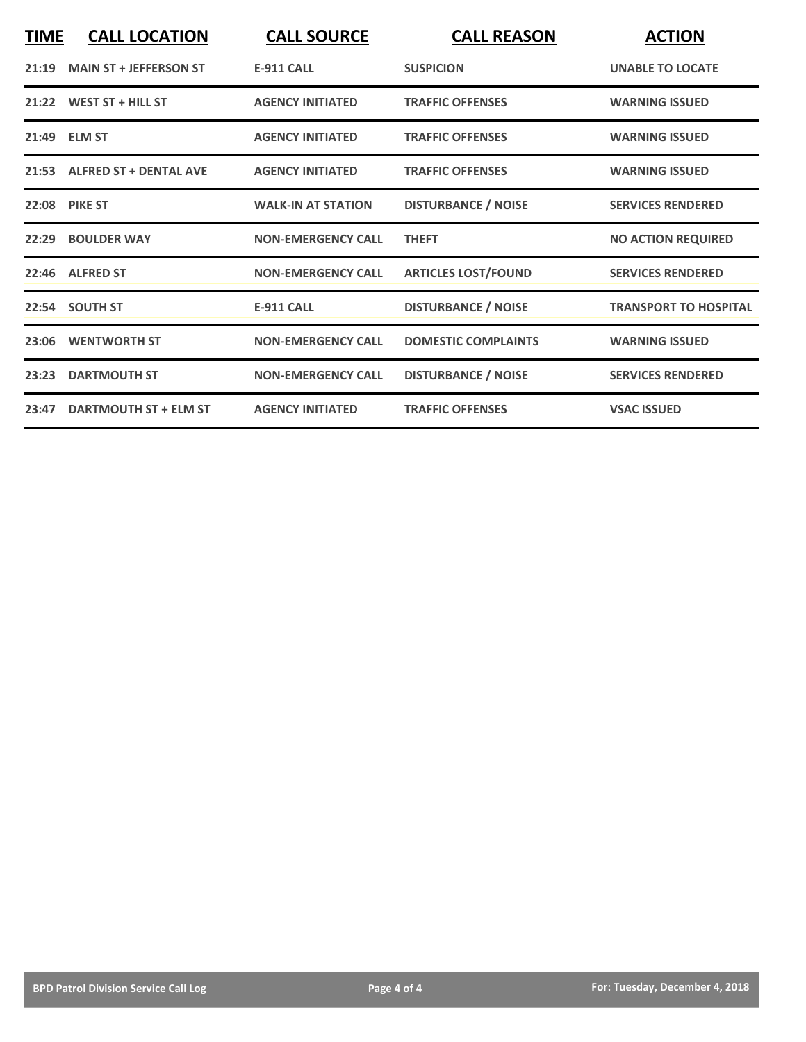| TIME | CALL LOCATION | CALL SOURCE | CALL REASON | ACTION |
|---|---|---|---|---|
| 21:19 | MAIN ST + JEFFERSON ST | E-911 CALL | SUSPICION | UNABLE TO LOCATE |
| 21:22 | WEST ST + HILL ST | AGENCY INITIATED | TRAFFIC OFFENSES | WARNING ISSUED |
| 21:49 | ELM ST | AGENCY INITIATED | TRAFFIC OFFENSES | WARNING ISSUED |
| 21:53 | ALFRED ST + DENTAL AVE | AGENCY INITIATED | TRAFFIC OFFENSES | WARNING ISSUED |
| 22:08 | PIKE ST | WALK-IN AT STATION | DISTURBANCE / NOISE | SERVICES RENDERED |
| 22:29 | BOULDER WAY | NON-EMERGENCY CALL | THEFT | NO ACTION REQUIRED |
| 22:46 | ALFRED ST | NON-EMERGENCY CALL | ARTICLES LOST/FOUND | SERVICES RENDERED |
| 22:54 | SOUTH ST | E-911 CALL | DISTURBANCE / NOISE | TRANSPORT TO HOSPITAL |
| 23:06 | WENTWORTH ST | NON-EMERGENCY CALL | DOMESTIC COMPLAINTS | WARNING ISSUED |
| 23:23 | DARTMOUTH ST | NON-EMERGENCY CALL | DISTURBANCE / NOISE | SERVICES RENDERED |
| 23:47 | DARTMOUTH ST + ELM ST | AGENCY INITIATED | TRAFFIC OFFENSES | VSAC ISSUED |